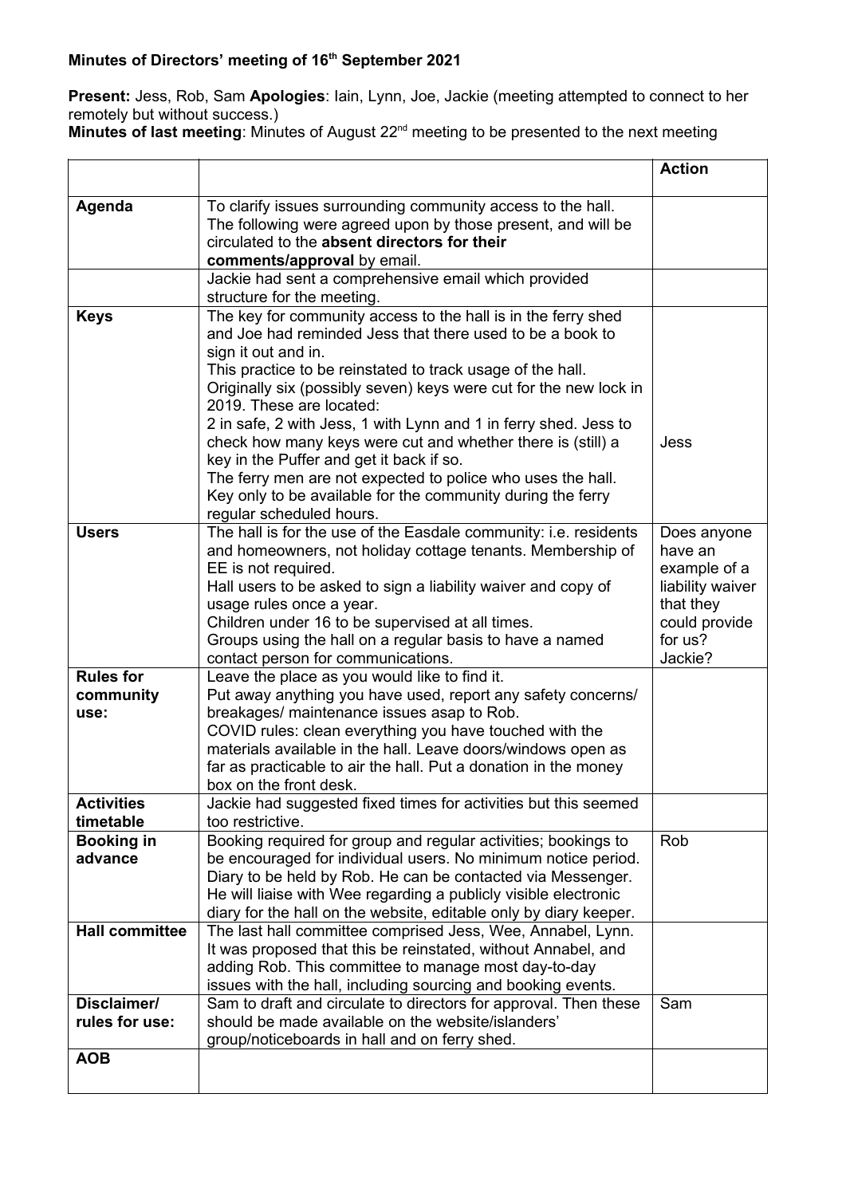**Minutes of Directors' meeting of 16th September 2021**

**Present:** Jess, Rob, Sam **Apologies**: Iain, Lynn, Joe, Jackie (meeting attempted to connect to her remotely but without success.)
**Minutes of last meeting**: Minutes of August 22nd meeting to be presented to the next meeting

| | | **Action** |
|---|---|---|
| **Agenda** | To clarify issues surrounding community access to the hall. The following were agreed upon by those present, and will be circulated to the **absent directors for their comments/approval** by email. | |
| | Jackie had sent a comprehensive email which provided structure for the meeting. | |
| **Keys** | The key for community access to the hall is in the ferry shed and Joe had reminded Jess that there used to be a book to sign it out and in.<br>This practice to be reinstated to track usage of the hall.<br>Originally six (possibly seven) keys were cut for the new lock in 2019. These are located:<br>2 in safe, 2 with Jess, 1 with Lynn and 1 in ferry shed. Jess to check how many keys were cut and whether there is (still) a key in the Puffer and get it back if so.<br>The ferry men are not expected to police who uses the hall.<br>Key only to be available for the community during the ferry regular scheduled hours. | Jess |
| **Users** | The hall is for the use of the Easdale community: i.e. residents and homeowners, not holiday cottage tenants. Membership of EE is not required.<br>Hall users to be asked to sign a liability waiver and copy of usage rules once a year.<br>Children under 16 to be supervised at all times.<br>Groups using the hall on a regular basis to have a named contact person for communications. | Does anyone have an example of a liability waiver that they could provide for us? Jackie? |
| **Rules for community use:** | Leave the place as you would like to find it.<br>Put away anything you have used, report any safety concerns/ breakages/ maintenance issues asap to Rob.<br>COVID rules: clean everything you have touched with the materials available in the hall. Leave doors/windows open as far as practicable to air the hall. Put a donation in the money box on the front desk. | |
| **Activities timetable** | Jackie had suggested fixed times for activities but this seemed too restrictive. | |
| **Booking in advance** | Booking required for group and regular activities; bookings to be encouraged for individual users. No minimum notice period. Diary to be held by Rob. He can be contacted via Messenger. He will liaise with Wee regarding a publicly visible electronic diary for the hall on the website, editable only by diary keeper. | Rob |
| **Hall committee** | The last hall committee comprised Jess, Wee, Annabel, Lynn. It was proposed that this be reinstated, without Annabel, and adding Rob. This committee to manage most day-to-day issues with the hall, including sourcing and booking events. | |
| **Disclaimer/ rules for use:** | Sam to draft and circulate to directors for approval. Then these should be made available on the website/islanders' group/noticeboards in hall and on ferry shed. | Sam |
| **AOB** | | |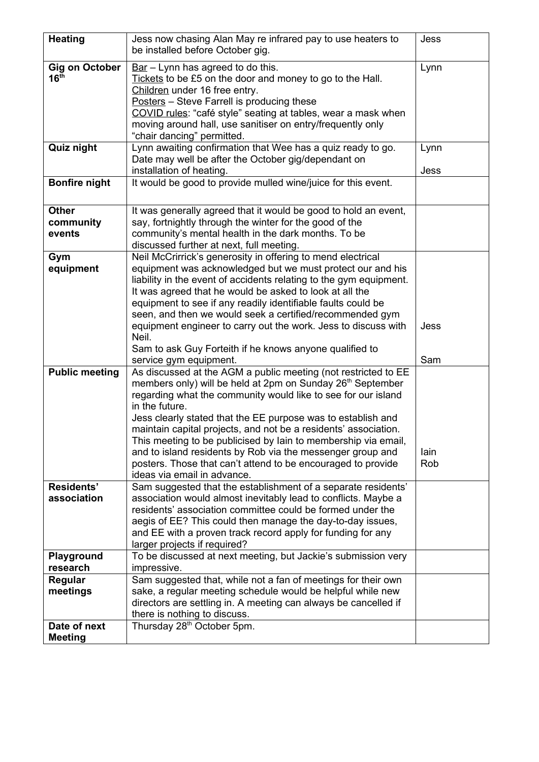| | | |
|---|---|---|
| **Heating** | Jess now chasing Alan May re infrared pay to use heaters to be installed before October gig. | Jess |
| **Gig on October 16th** | Bar – Lynn has agreed to do this.<br>Tickets to be £5 on the door and money to go to the Hall.<br>Children under 16 free entry.<br>Posters – Steve Farrell is producing these<br>COVID rules: "café style" seating at tables, wear a mask when moving around hall, use sanitiser on entry/frequently only "chair dancing" permitted. | Lynn |
| **Quiz night** | Lynn awaiting confirmation that Wee has a quiz ready to go. Date may well be after the October gig/dependant on installation of heating. | Lynn<br><br>Jess |
| **Bonfire night** | It would be good to provide mulled wine/juice for this event. | |
| **Other community events** | It was generally agreed that it would be good to hold an event, say, fortnightly through the winter for the good of the community's mental health in the dark months. To be discussed further at next, full meeting. | |
| **Gym equipment** | Neil McCrirrick's generosity in offering to mend electrical equipment was acknowledged but we must protect our and his liability in the event of accidents relating to the gym equipment. It was agreed that he would be asked to look at all the equipment to see if any readily identifiable faults could be seen, and then we would seek a certified/recommended gym equipment engineer to carry out the work. Jess to discuss with Neil.<br>Sam to ask Guy Forteith if he knows anyone qualified to service gym equipment. | Jess<br><br>Sam |
| **Public meeting** | As discussed at the AGM a public meeting (not restricted to EE members only) will be held at 2pm on Sunday 26th September regarding what the community would like to see for our island in the future.<br>Jess clearly stated that the EE purpose was to establish and maintain capital projects, and not be a residents' association. This meeting to be publicised by Iain to membership via email, and to island residents by Rob via the messenger group and posters. Those that can't attend to be encouraged to provide ideas via email in advance. | Iain<br>Rob |
| **Residents' association** | Sam suggested that the establishment of a separate residents' association would almost inevitably lead to conflicts. Maybe a residents' association committee could be formed under the aegis of EE? This could then manage the day-to-day issues, and EE with a proven track record apply for funding for any larger projects if required? | |
| **Playground research** | To be discussed at next meeting, but Jackie's submission very impressive. | |
| **Regular meetings** | Sam suggested that, while not a fan of meetings for their own sake, a regular meeting schedule would be helpful while new directors are settling in. A meeting can always be cancelled if there is nothing to discuss. | |
| **Date of next Meeting** | Thursday 28th October 5pm. | |